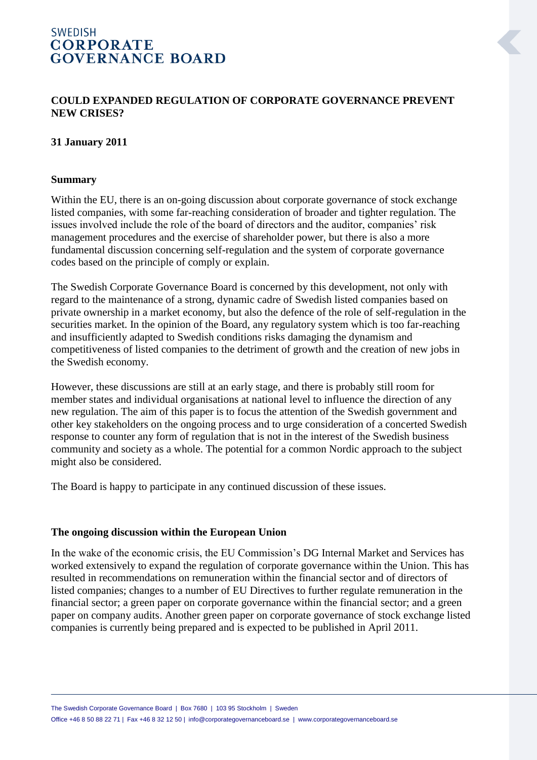# COULD EXPANDED REGULATION OF CORPORATE GOVERNANCE PREVENT NEW CRISES?

**31 January 2011**

## Summary

Within the EU, there is an on-going discussion about corporate governance of stock exchange listed companies, with some far-reaching consideration of broader and tighter regulation. The issues involved include the role of the board of directors and the auditor, companies' risk management procedures and the exercise of shareholder power, but there is also a more fundamental discussion concerning self-regulation and the system of corporate governance codes based on the principle of comply or explain.

The Swedish Corporate Governance Board is concerned by this development, not only with regard to the maintenance of a strong, dynamic cadre of Swedish listed companies based on private ownership in a market economy, but also the defence of the role of self-regulation in the securities market. In the opinion of the Board, any regulatory system which is too far-reaching and insufficiently adapted to Swedish conditions risks damaging the dynamism and competitiveness of listed companies to the detriment of growth and the creation of new jobs in the Swedish economy.

However, these discussions are still at an early stage, and there is probably still room for member states and individual organisations at national level to influence the direction of any new regulation. The aim of this paper is to focus the attention of the Swedish government and other key stakeholders on the ongoing process and to urge consideration of a concerted Swedish response to counter any form of regulation that is not in the interest of the Swedish business community and society as a whole. The potential for a common Nordic approach to the subject might also be considered.

The Board is happy to participate in any continued discussion of these issues.

## The ongoing discussion within the European Union

In the wake of the economic crisis, the EU Commission's DG Internal Market and Services has worked extensively to expand the regulation of corporate governance within the Union. This has resulted in recommendations on remuneration within the financial sector and of directors of listed companies; changes to a number of EU Directives to further regulate remuneration in the financial sector; a green paper on corporate governance within the financial sector; and a green paper on company audits. Another green paper on corporate governance of stock exchange listed companies is currently being prepared and is expected to be published in April 2011.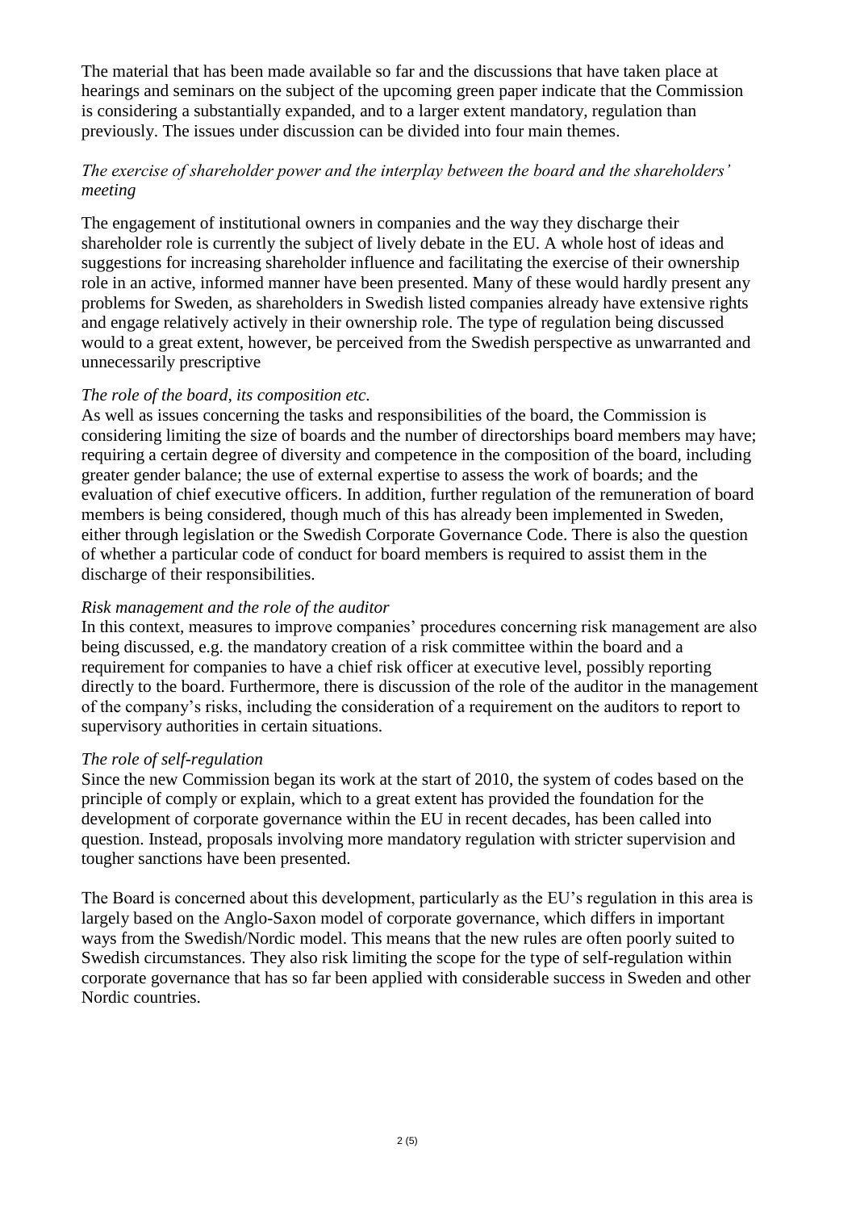The material that has been made available so far and the discussions that have taken place at hearings and seminars on the subject of the upcoming green paper indicate that the Commission is considering a substantially expanded, and to a larger extent mandatory, regulation than previously. The issues under discussion can be divided into four main themes.

*The exercise of shareholder power and the interplay between the board and the shareholders' meeting*

The engagement of institutional owners in companies and the way they discharge their shareholder role is currently the subject of lively debate in the EU. A whole host of ideas and suggestions for increasing shareholder influence and facilitating the exercise of their ownership role in an active, informed manner have been presented. Many of these would hardly present any problems for Sweden, as shareholders in Swedish listed companies already have extensive rights and engage relatively actively in their ownership role. The type of regulation being discussed would to a great extent, however, be perceived from the Swedish perspective as unwarranted and unnecessarily prescriptive

*The role of the board, its composition etc.*

As well as issues concerning the tasks and responsibilities of the board, the Commission is considering limiting the size of boards and the number of directorships board members may have; requiring a certain degree of diversity and competence in the composition of the board, including greater gender balance; the use of external expertise to assess the work of boards; and the evaluation of chief executive officers. In addition, further regulation of the remuneration of board members is being considered, though much of this has already been implemented in Sweden, either through legislation or the Swedish Corporate Governance Code. There is also the question of whether a particular code of conduct for board members is required to assist them in the discharge of their responsibilities.

*Risk management and the role of the auditor*

In this context, measures to improve companies' procedures concerning risk management are also being discussed, e.g. the mandatory creation of a risk committee within the board and a requirement for companies to have a chief risk officer at executive level, possibly reporting directly to the board. Furthermore, there is discussion of the role of the auditor in the management of the company's risks, including the consideration of a requirement on the auditors to report to supervisory authorities in certain situations.

*The role of self-regulation*

Since the new Commission began its work at the start of 2010, the system of codes based on the principle of comply or explain, which to a great extent has provided the foundation for the development of corporate governance within the EU in recent decades, has been called into question. Instead, proposals involving more mandatory regulation with stricter supervision and tougher sanctions have been presented.

The Board is concerned about this development, particularly as the EU's regulation in this area is largely based on the Anglo-Saxon model of corporate governance, which differs in important ways from the Swedish/Nordic model. This means that the new rules are often poorly suited to Swedish circumstances. They also risk limiting the scope for the type of self-regulation within corporate governance that has so far been applied with considerable success in Sweden and other Nordic countries.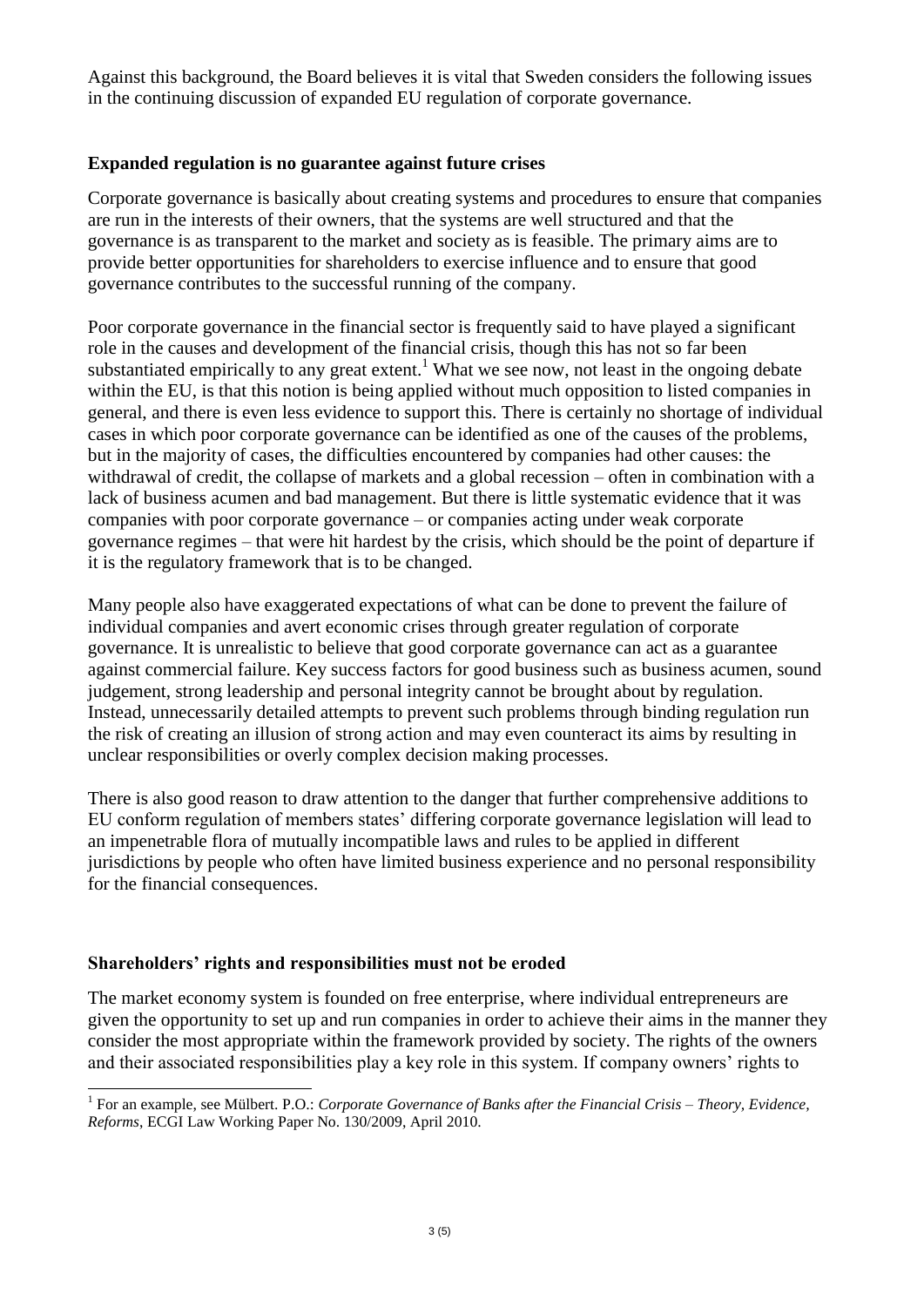Against this background, the Board believes it is vital that Sweden considers the following issues in the continuing discussion of expanded EU regulation of corporate governance.

## Expanded regulation is no guarantee against future crises

Corporate governance is basically about creating systems and procedures to ensure that companies are run in the interests of their owners, that the systems are well structured and that the governance is as transparent to the market and society as is feasible. The primary aims are to provide better opportunities for shareholders to exercise influence and to ensure that good governance contributes to the successful running of the company.

Poor corporate governance in the financial sector is frequently said to have played a significant role in the causes and development of the financial crisis, though this has not so far been substantiated empirically to any great extent.[1] What we see now, not least in the ongoing debate within the EU, is that this notion is being applied without much opposition to listed companies in general, and there is even less evidence to support this. There is certainly no shortage of individual cases in which poor corporate governance can be identified as one of the causes of the problems, but in the majority of cases, the difficulties encountered by companies had other causes: the withdrawal of credit, the collapse of markets and a global recession – often in combination with a lack of business acumen and bad management. But there is little systematic evidence that it was companies with poor corporate governance – or companies acting under weak corporate governance regimes – that were hit hardest by the crisis, which should be the point of departure if it is the regulatory framework that is to be changed.

Many people also have exaggerated expectations of what can be done to prevent the failure of individual companies and avert economic crises through greater regulation of corporate governance. It is unrealistic to believe that good corporate governance can act as a guarantee against commercial failure. Key success factors for good business such as business acumen, sound judgement, strong leadership and personal integrity cannot be brought about by regulation. Instead, unnecessarily detailed attempts to prevent such problems through binding regulation run the risk of creating an illusion of strong action and may even counteract its aims by resulting in unclear responsibilities or overly complex decision making processes.

There is also good reason to draw attention to the danger that further comprehensive additions to EU conform regulation of members states' differing corporate governance legislation will lead to an impenetrable flora of mutually incompatible laws and rules to be applied in different jurisdictions by people who often have limited business experience and no personal responsibility for the financial consequences.

## Shareholders' rights and responsibilities must not be eroded

The market economy system is founded on free enterprise, where individual entrepreneurs are given the opportunity to set up and run companies in order to achieve their aims in the manner they consider the most appropriate within the framework provided by society. The rights of the owners and their associated responsibilities play a key role in this system. If company owners' rights to

---

[1] For an example, see Mülbert. P.O.: *Corporate Governance of Banks after the Financial Crisis – Theory, Evidence, Reforms*, ECGI Law Working Paper No. 130/2009, April 2010.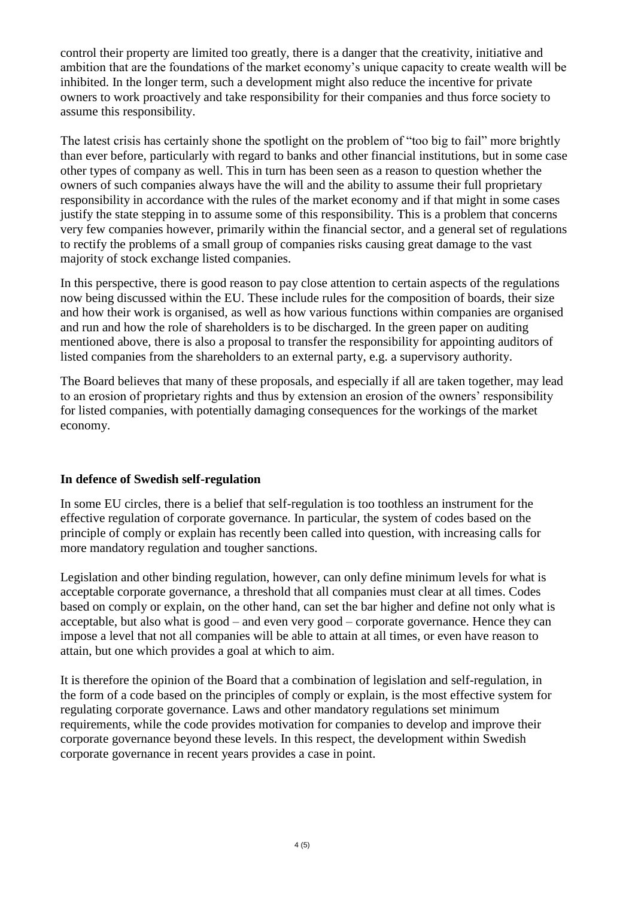control their property are limited too greatly, there is a danger that the creativity, initiative and ambition that are the foundations of the market economy's unique capacity to create wealth will be inhibited. In the longer term, such a development might also reduce the incentive for private owners to work proactively and take responsibility for their companies and thus force society to assume this responsibility.

The latest crisis has certainly shone the spotlight on the problem of "too big to fail" more brightly than ever before, particularly with regard to banks and other financial institutions, but in some case other types of company as well. This in turn has been seen as a reason to question whether the owners of such companies always have the will and the ability to assume their full proprietary responsibility in accordance with the rules of the market economy and if that might in some cases justify the state stepping in to assume some of this responsibility. This is a problem that concerns very few companies however, primarily within the financial sector, and a general set of regulations to rectify the problems of a small group of companies risks causing great damage to the vast majority of stock exchange listed companies.

In this perspective, there is good reason to pay close attention to certain aspects of the regulations now being discussed within the EU. These include rules for the composition of boards, their size and how their work is organised, as well as how various functions within companies are organised and run and how the role of shareholders is to be discharged. In the green paper on auditing mentioned above, there is also a proposal to transfer the responsibility for appointing auditors of listed companies from the shareholders to an external party, e.g. a supervisory authority.

The Board believes that many of these proposals, and especially if all are taken together, may lead to an erosion of proprietary rights and thus by extension an erosion of the owners' responsibility for listed companies, with potentially damaging consequences for the workings of the market economy.

## In defence of Swedish self-regulation

In some EU circles, there is a belief that self-regulation is too toothless an instrument for the effective regulation of corporate governance. In particular, the system of codes based on the principle of comply or explain has recently been called into question, with increasing calls for more mandatory regulation and tougher sanctions.

Legislation and other binding regulation, however, can only define minimum levels for what is acceptable corporate governance, a threshold that all companies must clear at all times. Codes based on comply or explain, on the other hand, can set the bar higher and define not only what is acceptable, but also what is good – and even very good – corporate governance. Hence they can impose a level that not all companies will be able to attain at all times, or even have reason to attain, but one which provides a goal at which to aim.

It is therefore the opinion of the Board that a combination of legislation and self-regulation, in the form of a code based on the principles of comply or explain, is the most effective system for regulating corporate governance. Laws and other mandatory regulations set minimum requirements, while the code provides motivation for companies to develop and improve their corporate governance beyond these levels. In this respect, the development within Swedish corporate governance in recent years provides a case in point.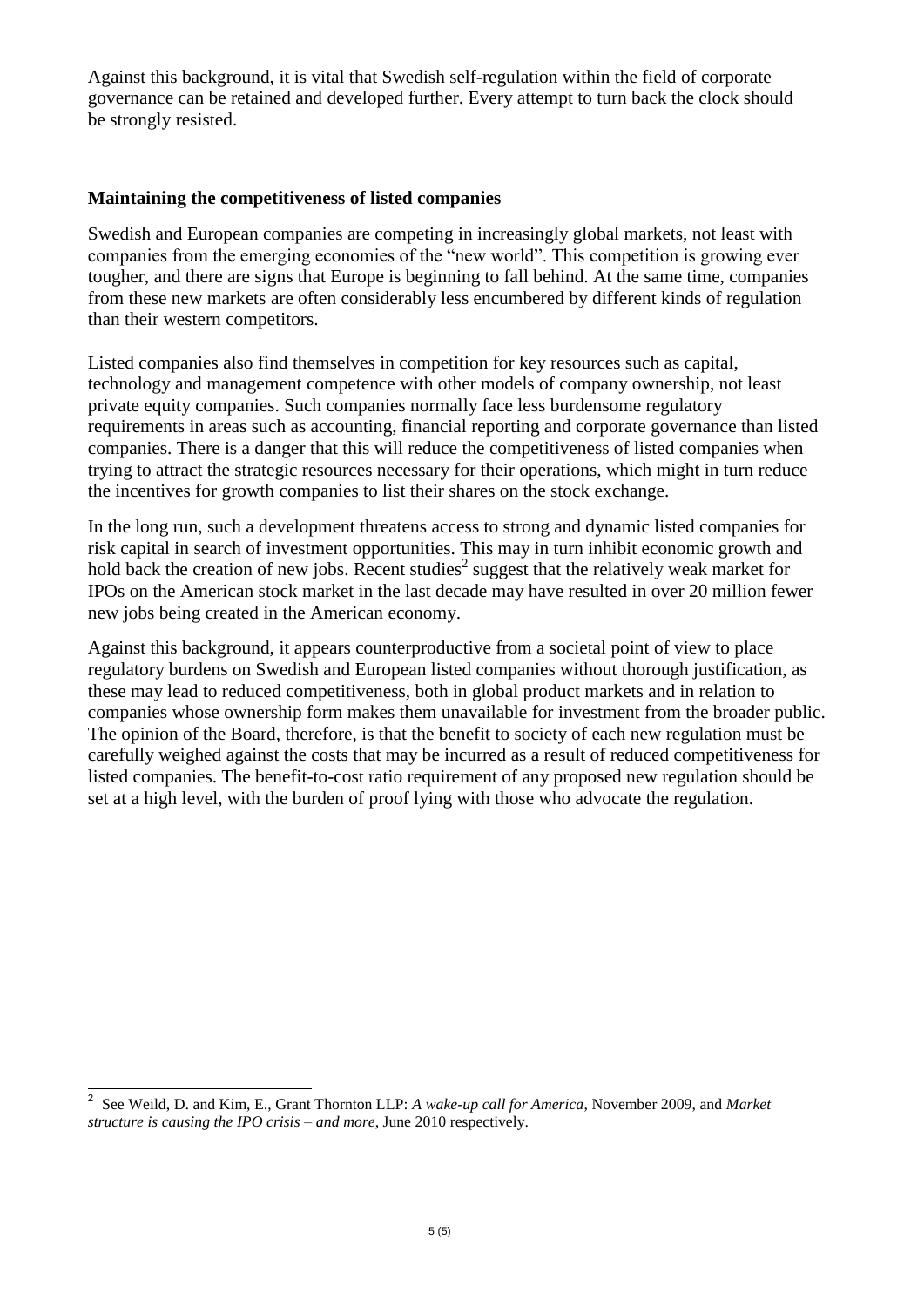Against this background, it is vital that Swedish self-regulation within the field of corporate governance can be retained and developed further. Every attempt to turn back the clock should be strongly resisted.

**Maintaining the competitiveness of listed companies**

Swedish and European companies are competing in increasingly global markets, not least with companies from the emerging economies of the "new world". This competition is growing ever tougher, and there are signs that Europe is beginning to fall behind. At the same time, companies from these new markets are often considerably less encumbered by different kinds of regulation than their western competitors.

Listed companies also find themselves in competition for key resources such as capital, technology and management competence with other models of company ownership, not least private equity companies. Such companies normally face less burdensome regulatory requirements in areas such as accounting, financial reporting and corporate governance than listed companies. There is a danger that this will reduce the competitiveness of listed companies when trying to attract the strategic resources necessary for their operations, which might in turn reduce the incentives for growth companies to list their shares on the stock exchange.

In the long run, such a development threatens access to strong and dynamic listed companies for risk capital in search of investment opportunities. This may in turn inhibit economic growth and hold back the creation of new jobs. Recent studies[2] suggest that the relatively weak market for IPOs on the American stock market in the last decade may have resulted in over 20 million fewer new jobs being created in the American economy.

Against this background, it appears counterproductive from a societal point of view to place regulatory burdens on Swedish and European listed companies without thorough justification, as these may lead to reduced competitiveness, both in global product markets and in relation to companies whose ownership form makes them unavailable for investment from the broader public. The opinion of the Board, therefore, is that the benefit to society of each new regulation must be carefully weighed against the costs that may be incurred as a result of reduced competitiveness for listed companies. The benefit-to-cost ratio requirement of any proposed new regulation should be set at a high level, with the burden of proof lying with those who advocate the regulation.

---

[2] See Weild, D. and Kim, E., Grant Thornton LLP: *A wake-up call for America*, November 2009, and *Market structure is causing the IPO crisis – and more*, June 2010 respectively.